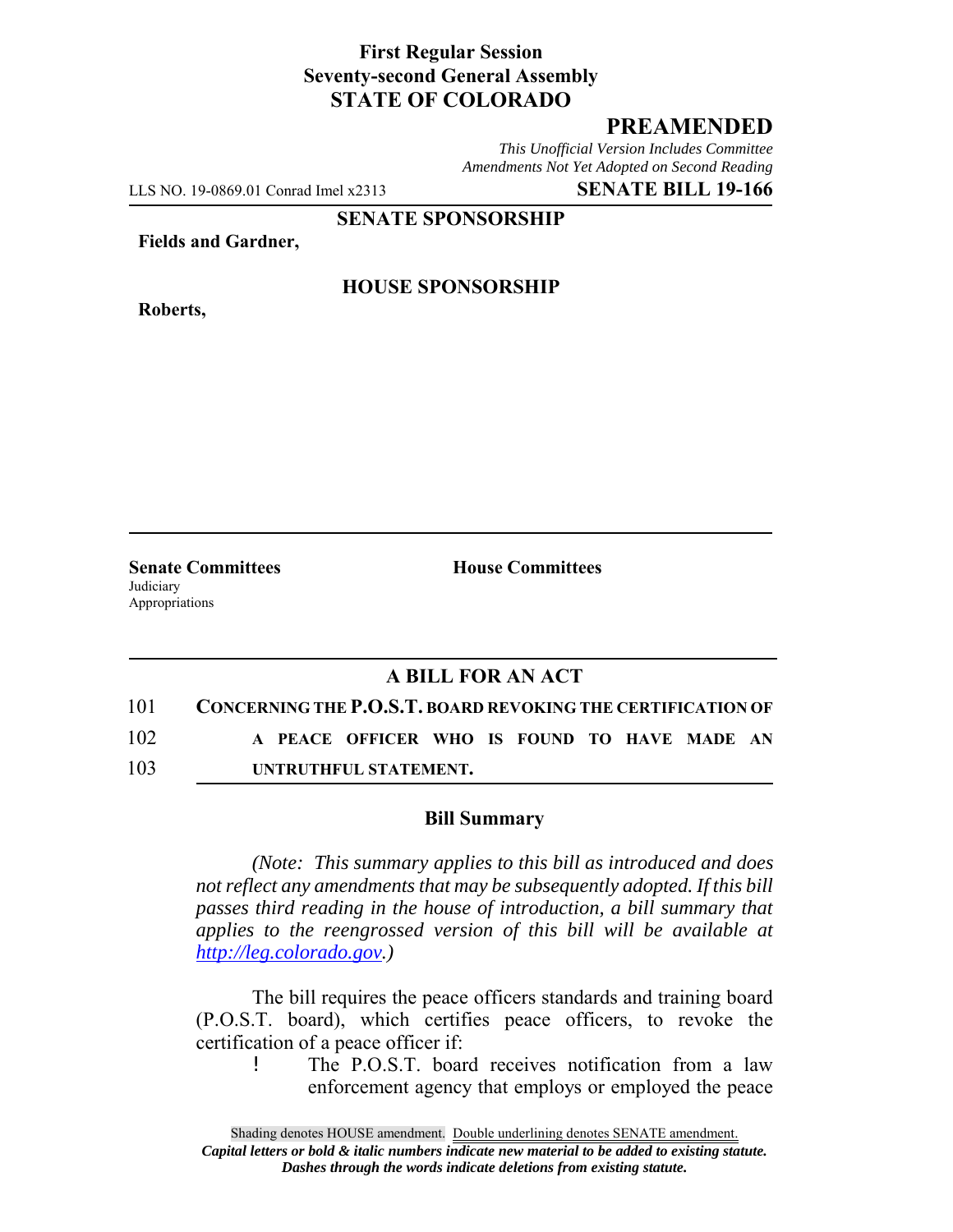**First Regular Session**
**Seventy-second General Assembly**
**STATE OF COLORADO**

**PREAMENDED**

*This Unofficial Version Includes Committee Amendments Not Yet Adopted on Second Reading*

LLS NO. 19-0869.01 Conrad Imel x2313 **SENATE BILL 19-166**

**SENATE SPONSORSHIP**

**Fields and Gardner,**

**HOUSE SPONSORSHIP**

**Roberts,**

**Senate Committees**
Judiciary
Appropriations

**House Committees**

## A BILL FOR AN ACT

101 **CONCERNING THE P.O.S.T. BOARD REVOKING THE CERTIFICATION OF**
102 **A PEACE OFFICER WHO IS FOUND TO HAVE MADE AN**
103 **UNTRUTHFUL STATEMENT.**

### Bill Summary

*(Note: This summary applies to this bill as introduced and does not reflect any amendments that may be subsequently adopted. If this bill passes third reading in the house of introduction, a bill summary that applies to the reengrossed version of this bill will be available at http://leg.colorado.gov.)*

The bill requires the peace officers standards and training board (P.O.S.T. board), which certifies peace officers, to revoke the certification of a peace officer if:

- The P.O.S.T. board receives notification from a law enforcement agency that employs or employed the peace

Shading denotes HOUSE amendment. Double underlining denotes SENATE amendment.
*Capital letters or bold & italic numbers indicate new material to be added to existing statute.*
*Dashes through the words indicate deletions from existing statute.*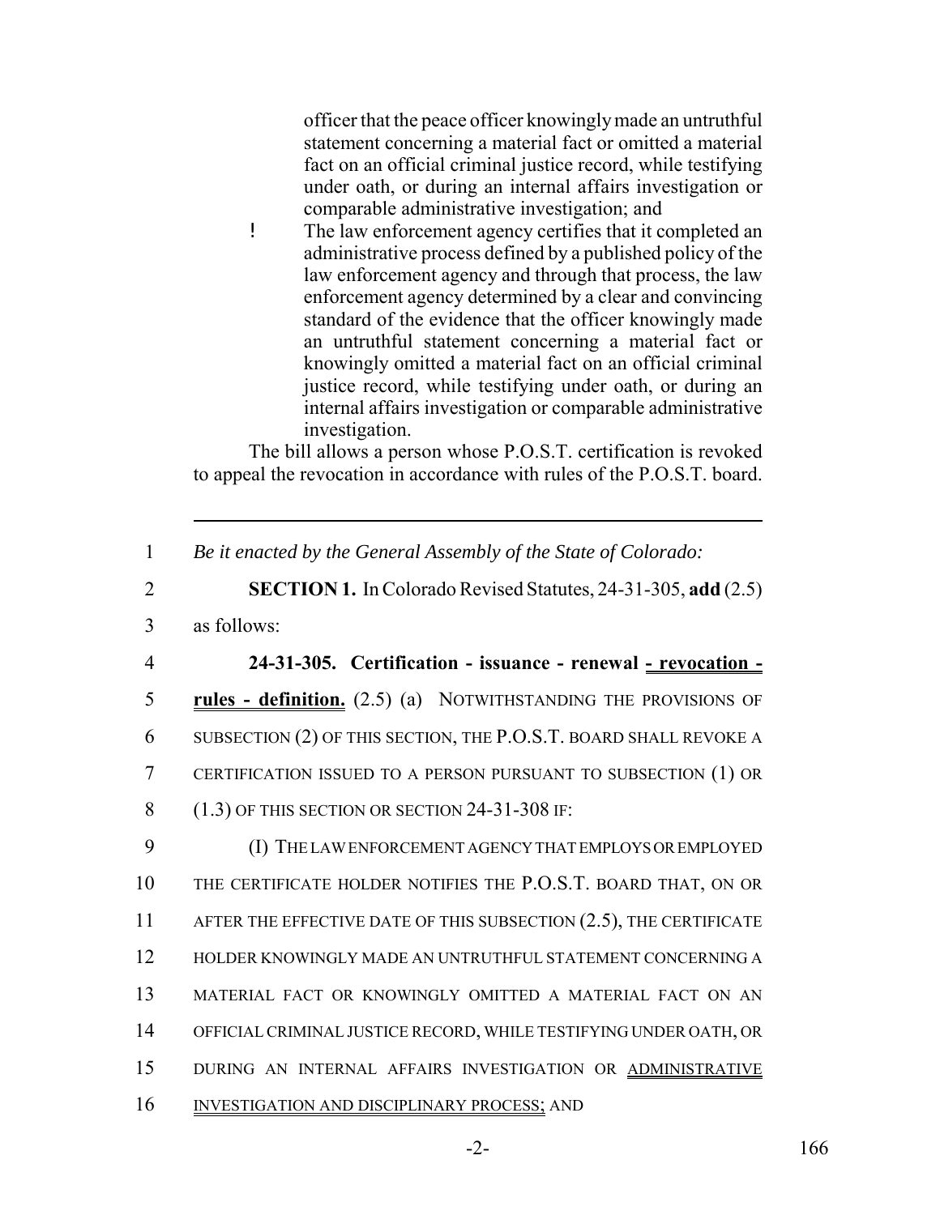officer that the peace officer knowingly made an untruthful statement concerning a material fact or omitted a material fact on an official criminal justice record, while testifying under oath, or during an internal affairs investigation or comparable administrative investigation; and

- The law enforcement agency certifies that it completed an administrative process defined by a published policy of the law enforcement agency and through that process, the law enforcement agency determined by a clear and convincing standard of the evidence that the officer knowingly made an untruthful statement concerning a material fact or knowingly omitted a material fact on an official criminal justice record, while testifying under oath, or during an internal affairs investigation or comparable administrative investigation.

The bill allows a person whose P.O.S.T. certification is revoked to appeal the revocation in accordance with rules of the P.O.S.T. board.

---

1 *Be it enacted by the General Assembly of the State of Colorado:*

2 **SECTION 1.** In Colorado Revised Statutes, 24-31-305, **add** (2.5)
3 as follows:

4 **24-31-305. Certification - issuance - renewal - revocation -**
5 **rules - definition.** (2.5) (a) NOTWITHSTANDING THE PROVISIONS OF
6 SUBSECTION (2) OF THIS SECTION, THE P.O.S.T. BOARD SHALL REVOKE A
7 CERTIFICATION ISSUED TO A PERSON PURSUANT TO SUBSECTION (1) OR
8 (1.3) OF THIS SECTION OR SECTION 24-31-308 IF:

9 (I) THE LAW ENFORCEMENT AGENCY THAT EMPLOYS OR EMPLOYED
10 THE CERTIFICATE HOLDER NOTIFIES THE P.O.S.T. BOARD THAT, ON OR
11 AFTER THE EFFECTIVE DATE OF THIS SUBSECTION (2.5), THE CERTIFICATE
12 HOLDER KNOWINGLY MADE AN UNTRUTHFUL STATEMENT CONCERNING A
13 MATERIAL FACT OR KNOWINGLY OMITTED A MATERIAL FACT ON AN
14 OFFICIAL CRIMINAL JUSTICE RECORD, WHILE TESTIFYING UNDER OATH, OR
15 DURING AN INTERNAL AFFAIRS INVESTIGATION OR ADMINISTRATIVE
16 INVESTIGATION AND DISCIPLINARY PROCESS; AND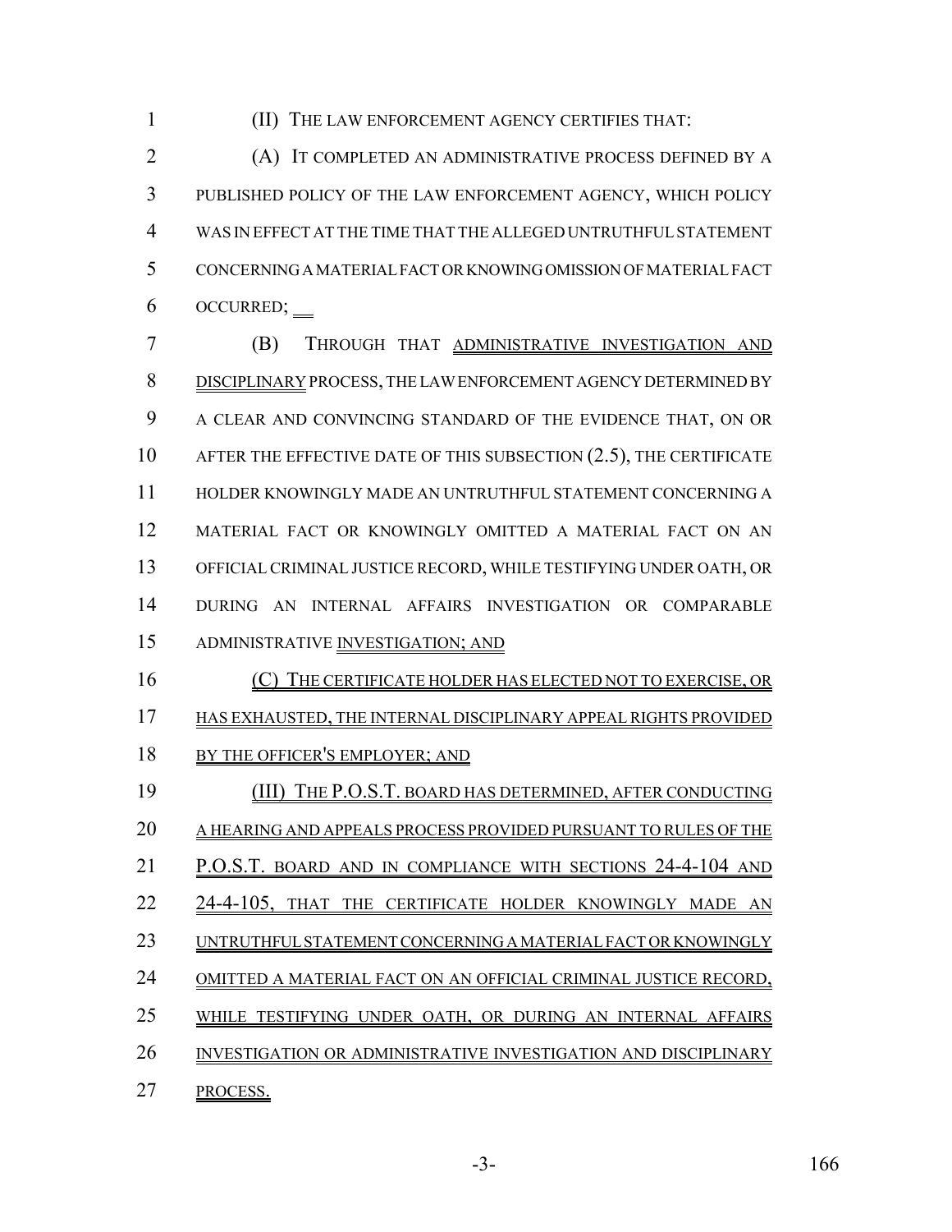(II) THE LAW ENFORCEMENT AGENCY CERTIFIES THAT:

(A) IT COMPLETED AN ADMINISTRATIVE PROCESS DEFINED BY A PUBLISHED POLICY OF THE LAW ENFORCEMENT AGENCY, WHICH POLICY WAS IN EFFECT AT THE TIME THAT THE ALLEGED UNTRUTHFUL STATEMENT CONCERNING A MATERIAL FACT OR KNOWING OMISSION OF MATERIAL FACT OCCURRED;

(B) THROUGH THAT ADMINISTRATIVE INVESTIGATION AND DISCIPLINARY PROCESS, THE LAW ENFORCEMENT AGENCY DETERMINED BY A CLEAR AND CONVINCING STANDARD OF THE EVIDENCE THAT, ON OR AFTER THE EFFECTIVE DATE OF THIS SUBSECTION (2.5), THE CERTIFICATE HOLDER KNOWINGLY MADE AN UNTRUTHFUL STATEMENT CONCERNING A MATERIAL FACT OR KNOWINGLY OMITTED A MATERIAL FACT ON AN OFFICIAL CRIMINAL JUSTICE RECORD, WHILE TESTIFYING UNDER OATH, OR DURING AN INTERNAL AFFAIRS INVESTIGATION OR COMPARABLE ADMINISTRATIVE INVESTIGATION; AND

(C) THE CERTIFICATE HOLDER HAS ELECTED NOT TO EXERCISE, OR HAS EXHAUSTED, THE INTERNAL DISCIPLINARY APPEAL RIGHTS PROVIDED BY THE OFFICER'S EMPLOYER; AND

(III) THE P.O.S.T. BOARD HAS DETERMINED, AFTER CONDUCTING A HEARING AND APPEALS PROCESS PROVIDED PURSUANT TO RULES OF THE P.O.S.T. BOARD AND IN COMPLIANCE WITH SECTIONS 24-4-104 AND 24-4-105, THAT THE CERTIFICATE HOLDER KNOWINGLY MADE AN UNTRUTHFUL STATEMENT CONCERNING A MATERIAL FACT OR KNOWINGLY OMITTED A MATERIAL FACT ON AN OFFICIAL CRIMINAL JUSTICE RECORD, WHILE TESTIFYING UNDER OATH, OR DURING AN INTERNAL AFFAIRS INVESTIGATION OR ADMINISTRATIVE INVESTIGATION AND DISCIPLINARY PROCESS.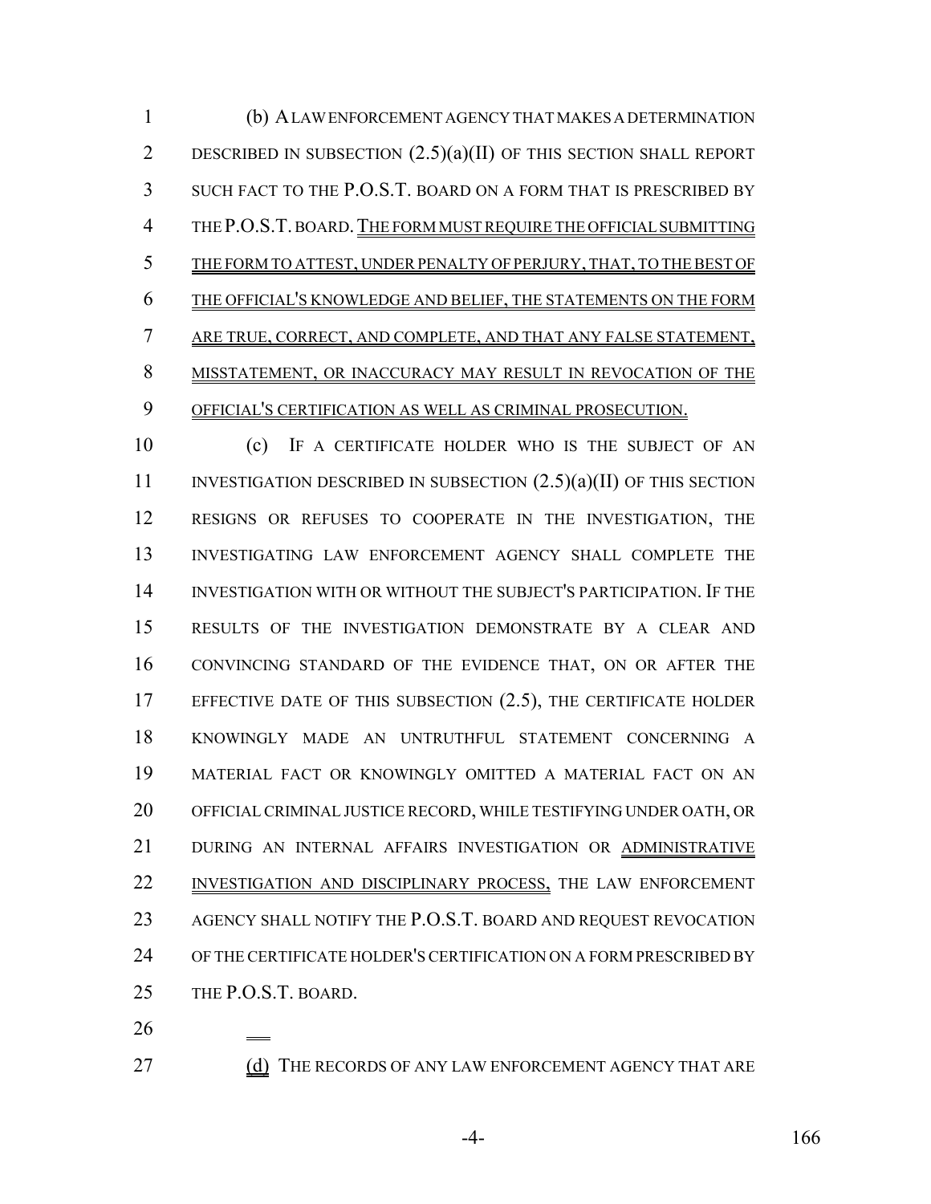(b) A LAW ENFORCEMENT AGENCY THAT MAKES A DETERMINATION DESCRIBED IN SUBSECTION (2.5)(a)(II) OF THIS SECTION SHALL REPORT SUCH FACT TO THE P.O.S.T. BOARD ON A FORM THAT IS PRESCRIBED BY THE P.O.S.T. BOARD. THE FORM MUST REQUIRE THE OFFICIAL SUBMITTING THE FORM TO ATTEST, UNDER PENALTY OF PERJURY, THAT, TO THE BEST OF THE OFFICIAL'S KNOWLEDGE AND BELIEF, THE STATEMENTS ON THE FORM ARE TRUE, CORRECT, AND COMPLETE, AND THAT ANY FALSE STATEMENT, MISSTATEMENT, OR INACCURACY MAY RESULT IN REVOCATION OF THE OFFICIAL'S CERTIFICATION AS WELL AS CRIMINAL PROSECUTION.

(c) IF A CERTIFICATE HOLDER WHO IS THE SUBJECT OF AN INVESTIGATION DESCRIBED IN SUBSECTION (2.5)(a)(II) OF THIS SECTION RESIGNS OR REFUSES TO COOPERATE IN THE INVESTIGATION, THE INVESTIGATING LAW ENFORCEMENT AGENCY SHALL COMPLETE THE INVESTIGATION WITH OR WITHOUT THE SUBJECT'S PARTICIPATION. IF THE RESULTS OF THE INVESTIGATION DEMONSTRATE BY A CLEAR AND CONVINCING STANDARD OF THE EVIDENCE THAT, ON OR AFTER THE EFFECTIVE DATE OF THIS SUBSECTION (2.5), THE CERTIFICATE HOLDER KNOWINGLY MADE AN UNTRUTHFUL STATEMENT CONCERNING A MATERIAL FACT OR KNOWINGLY OMITTED A MATERIAL FACT ON AN OFFICIAL CRIMINAL JUSTICE RECORD, WHILE TESTIFYING UNDER OATH, OR DURING AN INTERNAL AFFAIRS INVESTIGATION OR ADMINISTRATIVE INVESTIGATION AND DISCIPLINARY PROCESS, THE LAW ENFORCEMENT AGENCY SHALL NOTIFY THE P.O.S.T. BOARD AND REQUEST REVOCATION OF THE CERTIFICATE HOLDER'S CERTIFICATION ON A FORM PRESCRIBED BY THE P.O.S.T. BOARD.

(d) THE RECORDS OF ANY LAW ENFORCEMENT AGENCY THAT ARE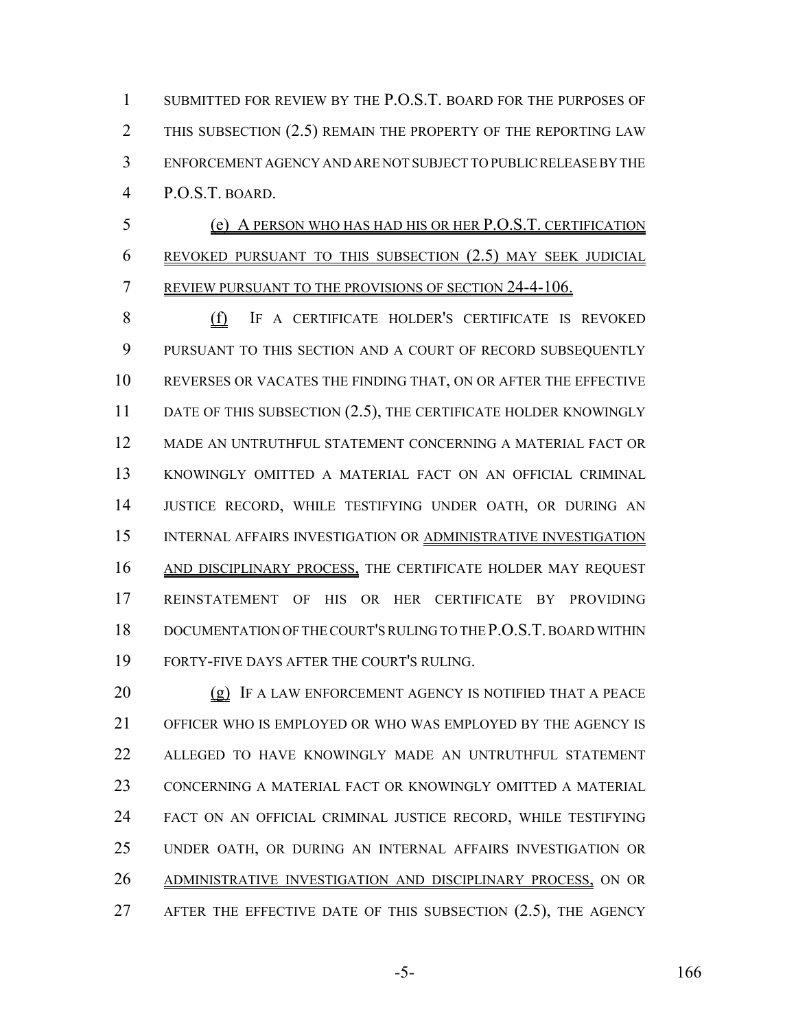SUBMITTED FOR REVIEW BY THE P.O.S.T. BOARD FOR THE PURPOSES OF THIS SUBSECTION (2.5) REMAIN THE PROPERTY OF THE REPORTING LAW ENFORCEMENT AGENCY AND ARE NOT SUBJECT TO PUBLIC RELEASE BY THE P.O.S.T. BOARD.

(e) A PERSON WHO HAS HAD HIS OR HER P.O.S.T. CERTIFICATION REVOKED PURSUANT TO THIS SUBSECTION (2.5) MAY SEEK JUDICIAL REVIEW PURSUANT TO THE PROVISIONS OF SECTION 24-4-106.

(f) IF A CERTIFICATE HOLDER'S CERTIFICATE IS REVOKED PURSUANT TO THIS SECTION AND A COURT OF RECORD SUBSEQUENTLY REVERSES OR VACATES THE FINDING THAT, ON OR AFTER THE EFFECTIVE DATE OF THIS SUBSECTION (2.5), THE CERTIFICATE HOLDER KNOWINGLY MADE AN UNTRUTHFUL STATEMENT CONCERNING A MATERIAL FACT OR KNOWINGLY OMITTED A MATERIAL FACT ON AN OFFICIAL CRIMINAL JUSTICE RECORD, WHILE TESTIFYING UNDER OATH, OR DURING AN INTERNAL AFFAIRS INVESTIGATION OR ADMINISTRATIVE INVESTIGATION AND DISCIPLINARY PROCESS, THE CERTIFICATE HOLDER MAY REQUEST REINSTATEMENT OF HIS OR HER CERTIFICATE BY PROVIDING DOCUMENTATION OF THE COURT'S RULING TO THE P.O.S.T. BOARD WITHIN FORTY-FIVE DAYS AFTER THE COURT'S RULING.

(g) IF A LAW ENFORCEMENT AGENCY IS NOTIFIED THAT A PEACE OFFICER WHO IS EMPLOYED OR WHO WAS EMPLOYED BY THE AGENCY IS ALLEGED TO HAVE KNOWINGLY MADE AN UNTRUTHFUL STATEMENT CONCERNING A MATERIAL FACT OR KNOWINGLY OMITTED A MATERIAL FACT ON AN OFFICIAL CRIMINAL JUSTICE RECORD, WHILE TESTIFYING UNDER OATH, OR DURING AN INTERNAL AFFAIRS INVESTIGATION OR ADMINISTRATIVE INVESTIGATION AND DISCIPLINARY PROCESS, ON OR AFTER THE EFFECTIVE DATE OF THIS SUBSECTION (2.5), THE AGENCY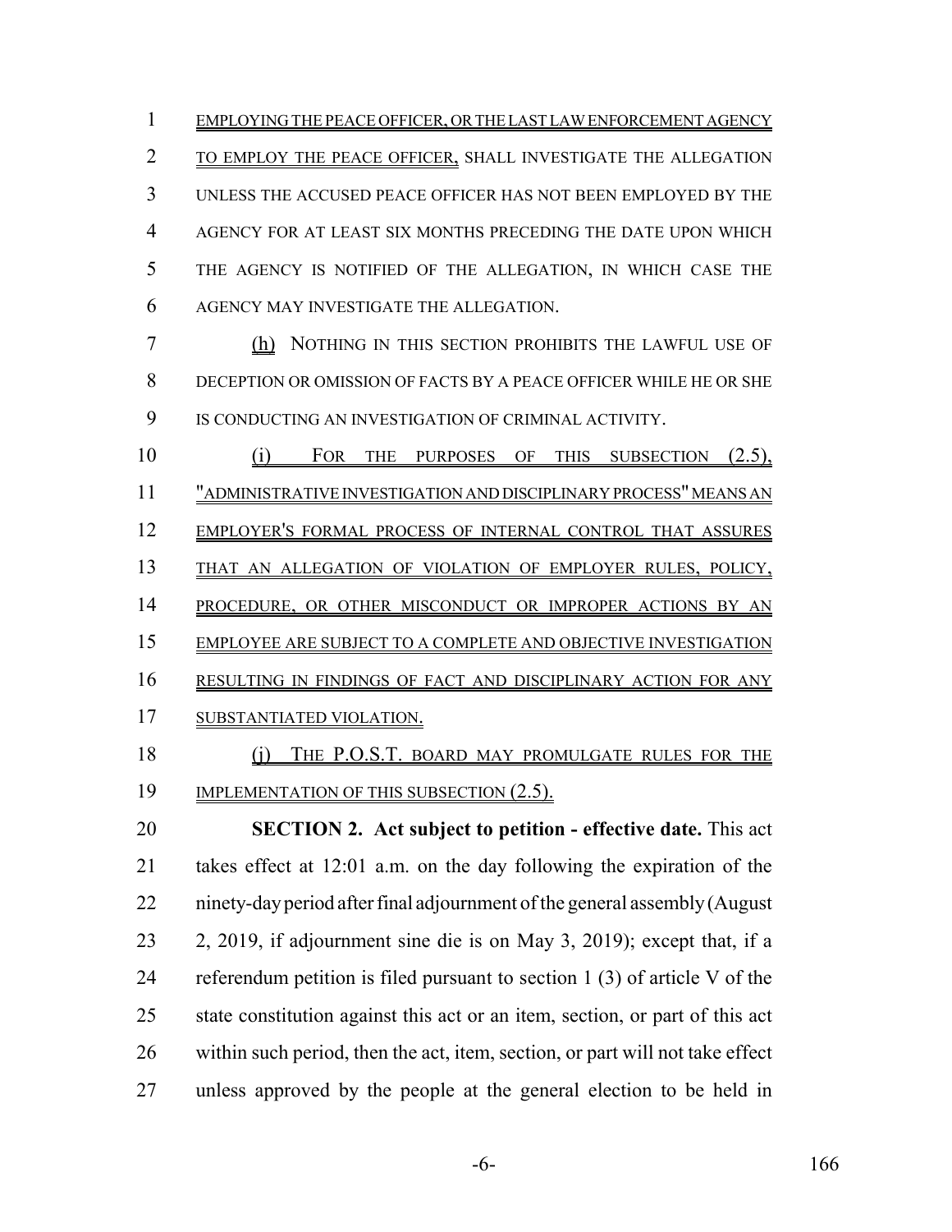EMPLOYING THE PEACE OFFICER, OR THE LAST LAW ENFORCEMENT AGENCY TO EMPLOY THE PEACE OFFICER, SHALL INVESTIGATE THE ALLEGATION UNLESS THE ACCUSED PEACE OFFICER HAS NOT BEEN EMPLOYED BY THE AGENCY FOR AT LEAST SIX MONTHS PRECEDING THE DATE UPON WHICH THE AGENCY IS NOTIFIED OF THE ALLEGATION, IN WHICH CASE THE AGENCY MAY INVESTIGATE THE ALLEGATION.

(h) NOTHING IN THIS SECTION PROHIBITS THE LAWFUL USE OF DECEPTION OR OMISSION OF FACTS BY A PEACE OFFICER WHILE HE OR SHE IS CONDUCTING AN INVESTIGATION OF CRIMINAL ACTIVITY.

(i) FOR THE PURPOSES OF THIS SUBSECTION (2.5), "ADMINISTRATIVE INVESTIGATION AND DISCIPLINARY PROCESS" MEANS AN EMPLOYER'S FORMAL PROCESS OF INTERNAL CONTROL THAT ASSURES THAT AN ALLEGATION OF VIOLATION OF EMPLOYER RULES, POLICY, PROCEDURE, OR OTHER MISCONDUCT OR IMPROPER ACTIONS BY AN EMPLOYEE ARE SUBJECT TO A COMPLETE AND OBJECTIVE INVESTIGATION RESULTING IN FINDINGS OF FACT AND DISCIPLINARY ACTION FOR ANY SUBSTANTIATED VIOLATION.

(j) THE P.O.S.T. BOARD MAY PROMULGATE RULES FOR THE IMPLEMENTATION OF THIS SUBSECTION (2.5).

**SECTION 2. Act subject to petition - effective date.** This act takes effect at 12:01 a.m. on the day following the expiration of the ninety-day period after final adjournment of the general assembly (August 2, 2019, if adjournment sine die is on May 3, 2019); except that, if a referendum petition is filed pursuant to section 1 (3) of article V of the state constitution against this act or an item, section, or part of this act within such period, then the act, item, section, or part will not take effect unless approved by the people at the general election to be held in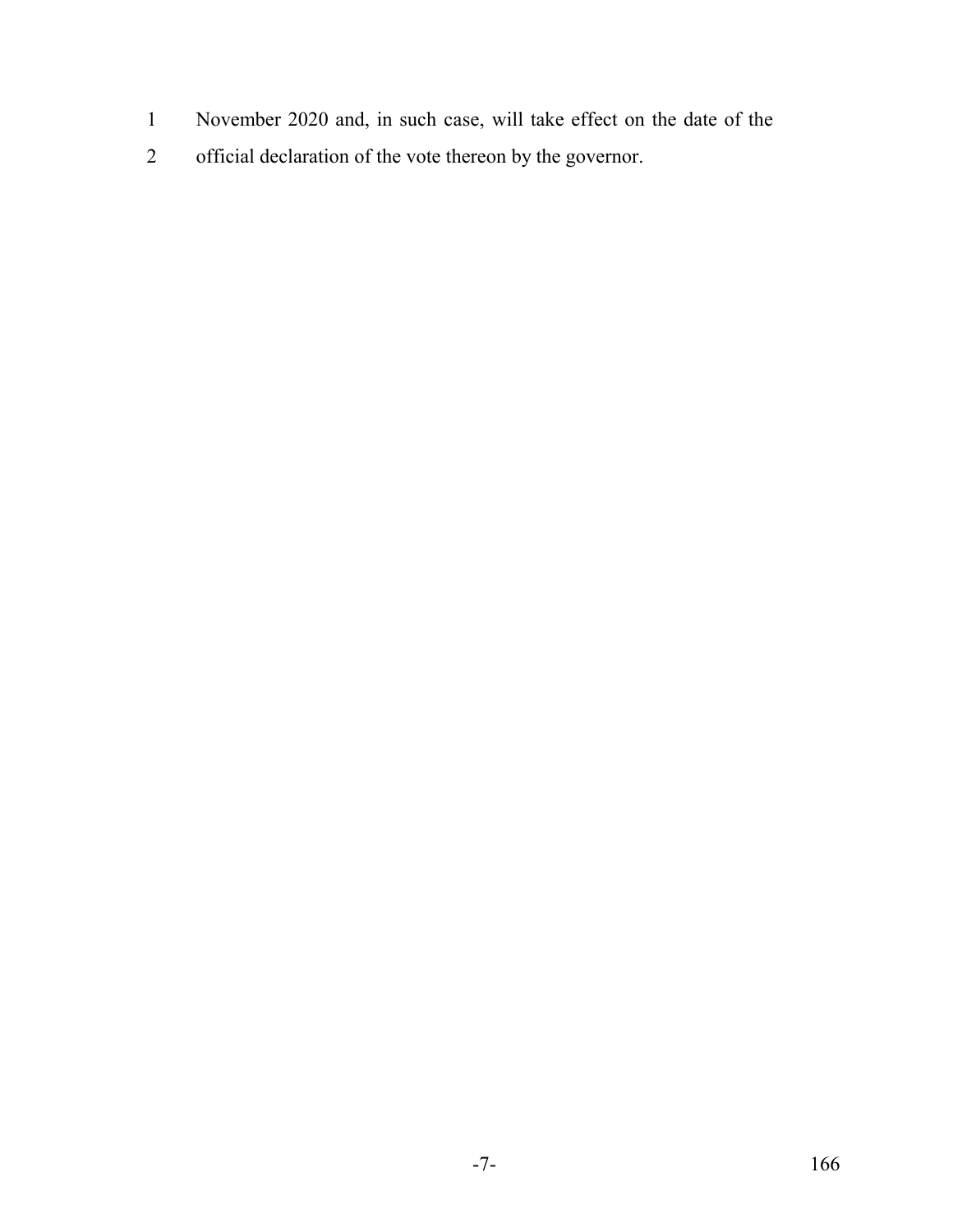November 2020 and, in such case, will take effect on the date of the
official declaration of the vote thereon by the governor.